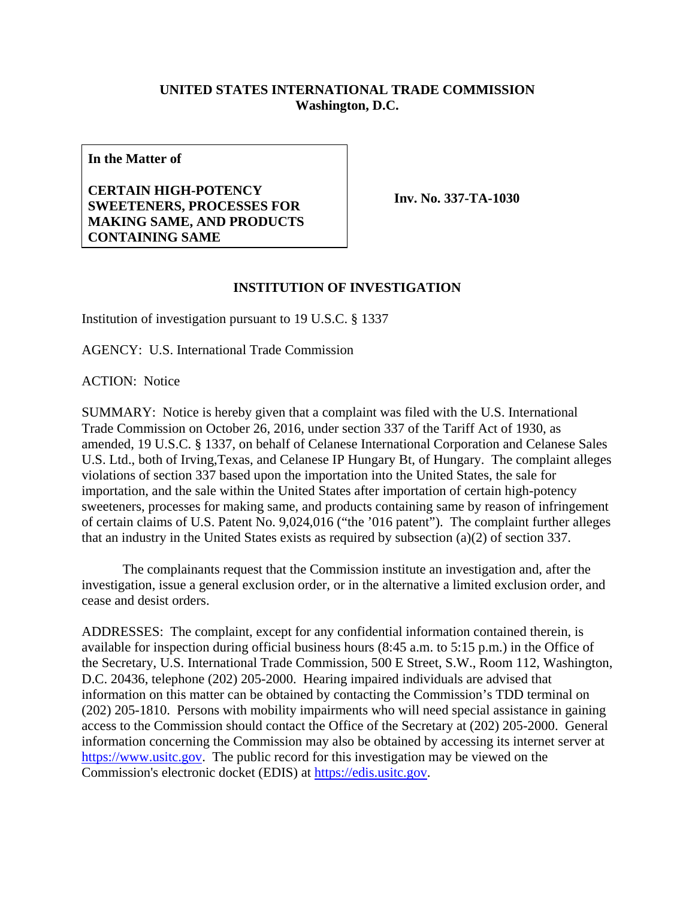**UNITED STATES INTERNATIONAL TRADE COMMISSION**
**Washington, D.C.**

| In the Matter of<br><br>**CERTAIN HIGH-POTENCY SWEETENERS, PROCESSES FOR MAKING SAME, AND PRODUCTS CONTAINING SAME** | **Inv. No. 337-TA-1030** |
|---|---|

**In the Matter of**

**CERTAIN HIGH-POTENCY SWEETENERS, PROCESSES FOR MAKING SAME, AND PRODUCTS CONTAINING SAME**

**Inv. No. 337-TA-1030**

## INSTITUTION OF INVESTIGATION

Institution of investigation pursuant to 19 U.S.C. § 1337

AGENCY: U.S. International Trade Commission

ACTION: Notice

SUMMARY: Notice is hereby given that a complaint was filed with the U.S. International Trade Commission on October 26, 2016, under section 337 of the Tariff Act of 1930, as amended, 19 U.S.C. § 1337, on behalf of Celanese International Corporation and Celanese Sales U.S. Ltd., both of Irving,Texas, and Celanese IP Hungary Bt, of Hungary. The complaint alleges violations of section 337 based upon the importation into the United States, the sale for importation, and the sale within the United States after importation of certain high-potency sweeteners, processes for making same, and products containing same by reason of infringement of certain claims of U.S. Patent No. 9,024,016 ("the '016 patent"). The complaint further alleges that an industry in the United States exists as required by subsection (a)(2) of section 337.

The complainants request that the Commission institute an investigation and, after the investigation, issue a general exclusion order, or in the alternative a limited exclusion order, and cease and desist orders.

ADDRESSES: The complaint, except for any confidential information contained therein, is available for inspection during official business hours (8:45 a.m. to 5:15 p.m.) in the Office of the Secretary, U.S. International Trade Commission, 500 E Street, S.W., Room 112, Washington, D.C. 20436, telephone (202) 205-2000. Hearing impaired individuals are advised that information on this matter can be obtained by contacting the Commission's TDD terminal on (202) 205-1810. Persons with mobility impairments who will need special assistance in gaining access to the Commission should contact the Office of the Secretary at (202) 205-2000. General information concerning the Commission may also be obtained by accessing its internet server at https://www.usitc.gov. The public record for this investigation may be viewed on the Commission's electronic docket (EDIS) at https://edis.usitc.gov.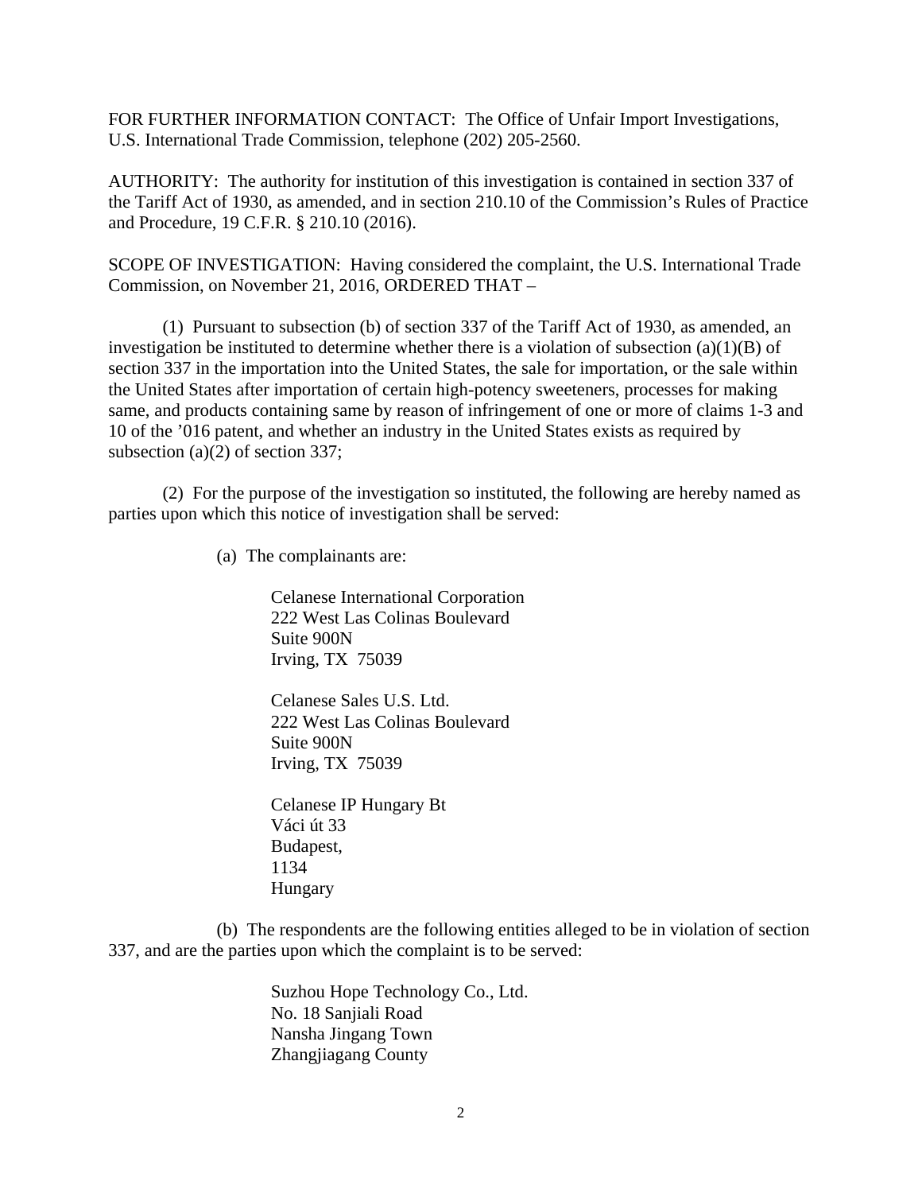FOR FURTHER INFORMATION CONTACT: The Office of Unfair Import Investigations, U.S. International Trade Commission, telephone (202) 205-2560.

AUTHORITY: The authority for institution of this investigation is contained in section 337 of the Tariff Act of 1930, as amended, and in section 210.10 of the Commission's Rules of Practice and Procedure, 19 C.F.R. § 210.10 (2016).

SCOPE OF INVESTIGATION: Having considered the complaint, the U.S. International Trade Commission, on November 21, 2016, ORDERED THAT –

(1) Pursuant to subsection (b) of section 337 of the Tariff Act of 1930, as amended, an investigation be instituted to determine whether there is a violation of subsection (a)(1)(B) of section 337 in the importation into the United States, the sale for importation, or the sale within the United States after importation of certain high-potency sweeteners, processes for making same, and products containing same by reason of infringement of one or more of claims 1-3 and 10 of the '016 patent, and whether an industry in the United States exists as required by subsection (a)(2) of section 337;

(2) For the purpose of the investigation so instituted, the following are hereby named as parties upon which this notice of investigation shall be served:

(a) The complainants are:

Celanese International Corporation
222 West Las Colinas Boulevard
Suite 900N
Irving, TX 75039

Celanese Sales U.S. Ltd.
222 West Las Colinas Boulevard
Suite 900N
Irving, TX 75039

Celanese IP Hungary Bt
Váci út 33
Budapest,
1134
Hungary

(b) The respondents are the following entities alleged to be in violation of section 337, and are the parties upon which the complaint is to be served:

Suzhou Hope Technology Co., Ltd.
No. 18 Sanjiali Road
Nansha Jingang Town
Zhangjiagang County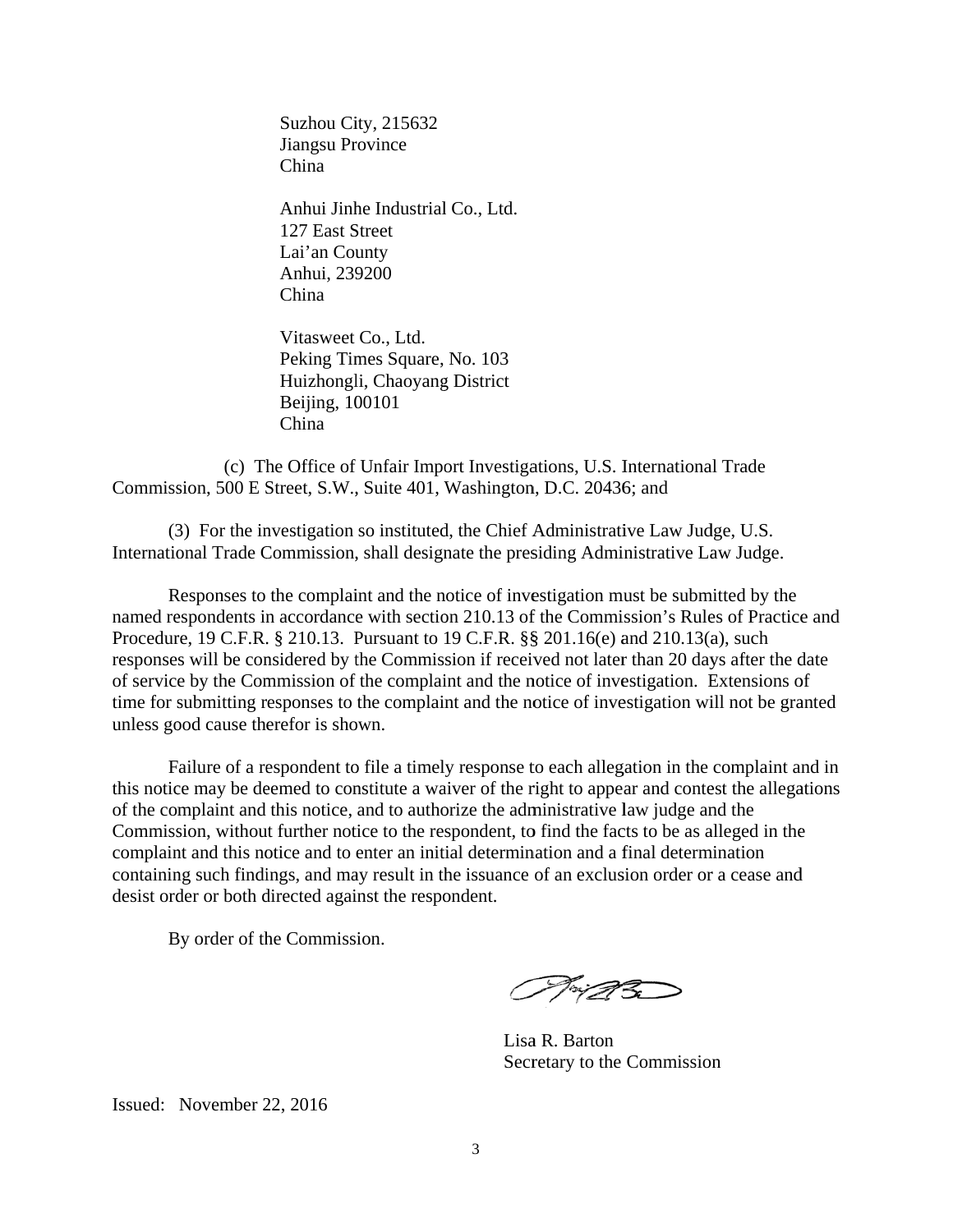Suzhou City, 215632
Jiangsu Province
China

Anhui Jinhe Industrial Co., Ltd.
127 East Street
Lai'an County
Anhui, 239200
China

Vitasweet Co., Ltd.
Peking Times Square, No. 103
Huizhongli, Chaoyang District
Beijing, 100101
China

(c) The Office of Unfair Import Investigations, U.S. International Trade Commission, 500 E Street, S.W., Suite 401, Washington, D.C. 20436; and

(3) For the investigation so instituted, the Chief Administrative Law Judge, U.S. International Trade Commission, shall designate the presiding Administrative Law Judge.

Responses to the complaint and the notice of investigation must be submitted by the named respondents in accordance with section 210.13 of the Commission's Rules of Practice and Procedure, 19 C.F.R. § 210.13. Pursuant to 19 C.F.R. §§ 201.16(e) and 210.13(a), such responses will be considered by the Commission if received not later than 20 days after the date of service by the Commission of the complaint and the notice of investigation. Extensions of time for submitting responses to the complaint and the notice of investigation will not be granted unless good cause therefor is shown.

Failure of a respondent to file a timely response to each allegation in the complaint and in this notice may be deemed to constitute a waiver of the right to appear and contest the allegations of the complaint and this notice, and to authorize the administrative law judge and the Commission, without further notice to the respondent, to find the facts to be as alleged in the complaint and this notice and to enter an initial determination and a final determination containing such findings, and may result in the issuance of an exclusion order or a cease and desist order or both directed against the respondent.

By order of the Commission.

Lisa R. Barton
Secretary to the Commission

Issued: November 22, 2016